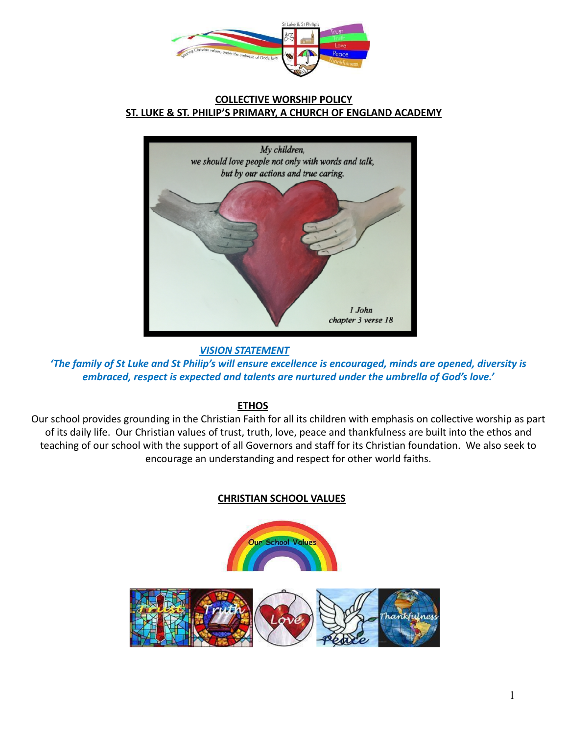**COLLECTIVE WORSHIP POLICY**
**ST. LUKE & ST. PHILIP'S PRIMARY, A CHURCH OF ENGLAND ACADEMY**

***VISION STATEMENT***

***'The family of St Luke and St Philip's will ensure excellence is encouraged, minds are opened, diversity is embraced, respect is expected and talents are nurtured under the umbrella of God's love.'***

## ETHOS

Our school provides grounding in the Christian Faith for all its children with emphasis on collective worship as part of its daily life. Our Christian values of trust, truth, love, peace and thankfulness are built into the ethos and teaching of our school with the support of all Governors and staff for its Christian foundation. We also seek to encourage an understanding and respect for other world faiths.

## CHRISTIAN SCHOOL VALUES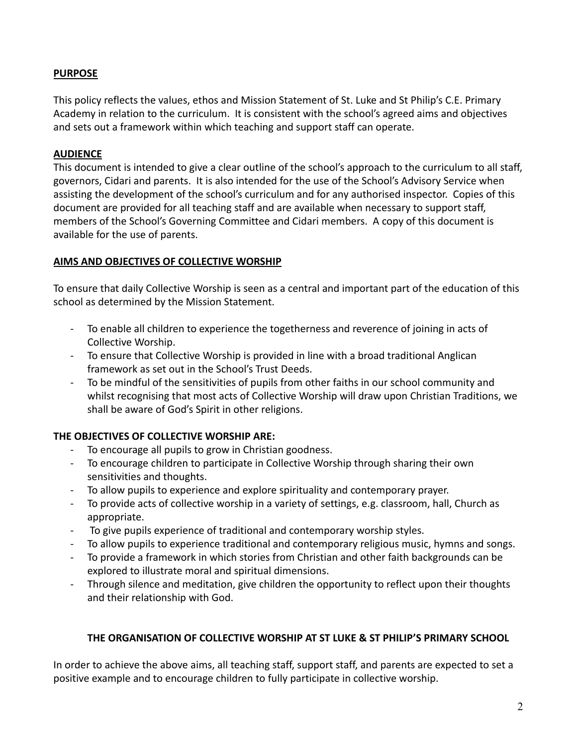**PURPOSE**

This policy reflects the values, ethos and Mission Statement of St. Luke and St Philip's C.E. Primary Academy in relation to the curriculum. It is consistent with the school's agreed aims and objectives and sets out a framework within which teaching and support staff can operate.

**AUDIENCE**

This document is intended to give a clear outline of the school's approach to the curriculum to all staff, governors, Cidari and parents. It is also intended for the use of the School's Advisory Service when assisting the development of the school's curriculum and for any authorised inspector. Copies of this document are provided for all teaching staff and are available when necessary to support staff, members of the School's Governing Committee and Cidari members. A copy of this document is available for the use of parents.

**AIMS AND OBJECTIVES OF COLLECTIVE WORSHIP**

To ensure that daily Collective Worship is seen as a central and important part of the education of this school as determined by the Mission Statement.

- To enable all children to experience the togetherness and reverence of joining in acts of Collective Worship.
- To ensure that Collective Worship is provided in line with a broad traditional Anglican framework as set out in the School's Trust Deeds.
- To be mindful of the sensitivities of pupils from other faiths in our school community and whilst recognising that most acts of Collective Worship will draw upon Christian Traditions, we shall be aware of God's Spirit in other religions.

**THE OBJECTIVES OF COLLECTIVE WORSHIP ARE:**

- To encourage all pupils to grow in Christian goodness.
- To encourage children to participate in Collective Worship through sharing their own sensitivities and thoughts.
- To allow pupils to experience and explore spirituality and contemporary prayer.
- To provide acts of collective worship in a variety of settings, e.g. classroom, hall, Church as appropriate.
- To give pupils experience of traditional and contemporary worship styles.
- To allow pupils to experience traditional and contemporary religious music, hymns and songs.
- To provide a framework in which stories from Christian and other faith backgrounds can be explored to illustrate moral and spiritual dimensions.
- Through silence and meditation, give children the opportunity to reflect upon their thoughts and their relationship with God.

**THE ORGANISATION OF COLLECTIVE WORSHIP AT ST LUKE & ST PHILIP'S PRIMARY SCHOOL**

In order to achieve the above aims, all teaching staff, support staff, and parents are expected to set a positive example and to encourage children to fully participate in collective worship.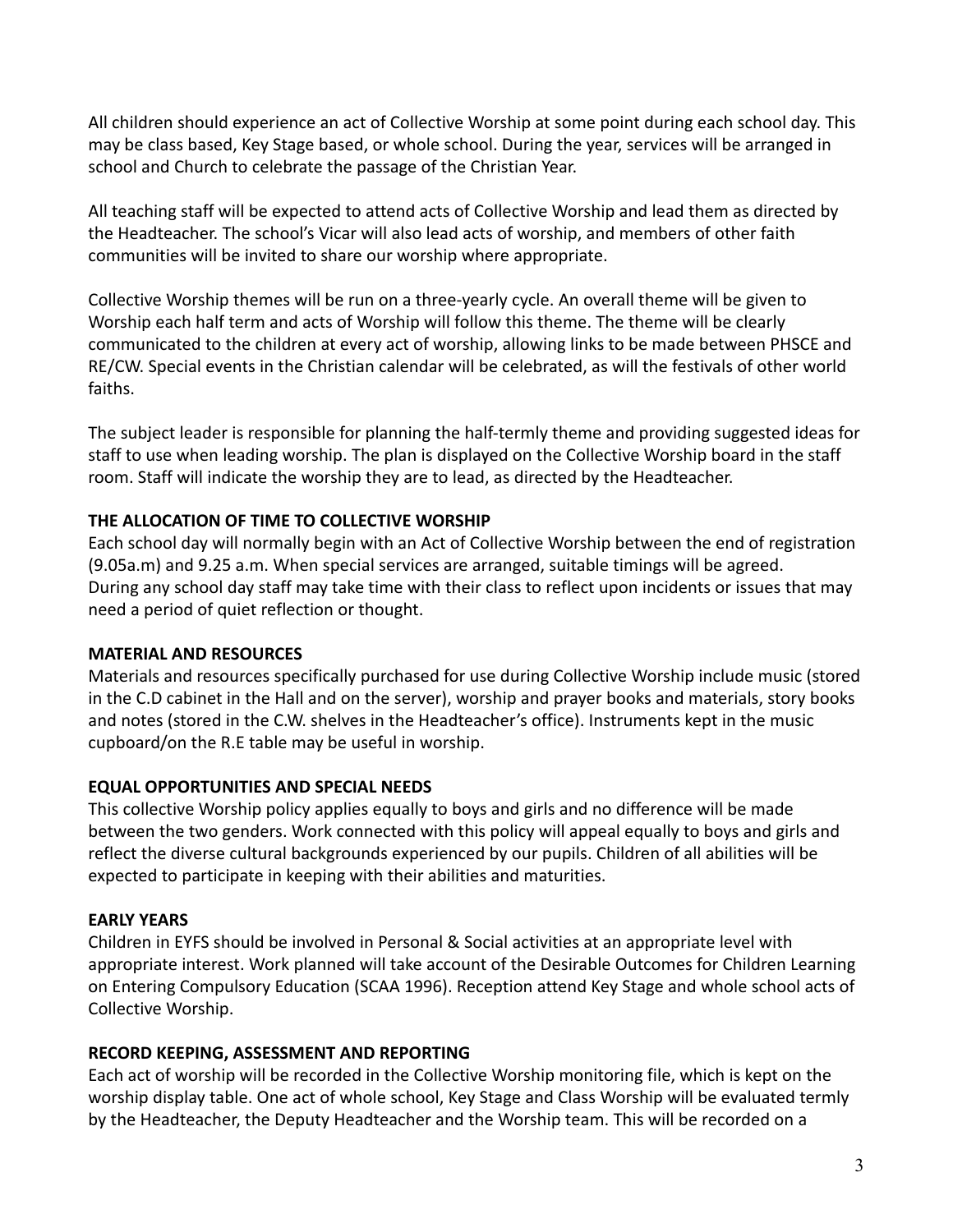All children should experience an act of Collective Worship at some point during each school day. This may be class based, Key Stage based, or whole school. During the year, services will be arranged in school and Church to celebrate the passage of the Christian Year.

All teaching staff will be expected to attend acts of Collective Worship and lead them as directed by the Headteacher. The school's Vicar will also lead acts of worship, and members of other faith communities will be invited to share our worship where appropriate.

Collective Worship themes will be run on a three-yearly cycle. An overall theme will be given to Worship each half term and acts of Worship will follow this theme. The theme will be clearly communicated to the children at every act of worship, allowing links to be made between PHSCE and RE/CW. Special events in the Christian calendar will be celebrated, as will the festivals of other world faiths.

The subject leader is responsible for planning the half-termly theme and providing suggested ideas for staff to use when leading worship. The plan is displayed on the Collective Worship board in the staff room. Staff will indicate the worship they are to lead, as directed by the Headteacher.

**THE ALLOCATION OF TIME TO COLLECTIVE WORSHIP**

Each school day will normally begin with an Act of Collective Worship between the end of registration (9.05a.m) and 9.25 a.m. When special services are arranged, suitable timings will be agreed. During any school day staff may take time with their class to reflect upon incidents or issues that may need a period of quiet reflection or thought.

**MATERIAL AND RESOURCES**

Materials and resources specifically purchased for use during Collective Worship include music (stored in the C.D cabinet in the Hall and on the server), worship and prayer books and materials, story books and notes (stored in the C.W. shelves in the Headteacher's office). Instruments kept in the music cupboard/on the R.E table may be useful in worship.

**EQUAL OPPORTUNITIES AND SPECIAL NEEDS**

This collective Worship policy applies equally to boys and girls and no difference will be made between the two genders. Work connected with this policy will appeal equally to boys and girls and reflect the diverse cultural backgrounds experienced by our pupils. Children of all abilities will be expected to participate in keeping with their abilities and maturities.

**EARLY YEARS**

Children in EYFS should be involved in Personal & Social activities at an appropriate level with appropriate interest. Work planned will take account of the Desirable Outcomes for Children Learning on Entering Compulsory Education (SCAA 1996). Reception attend Key Stage and whole school acts of Collective Worship.

**RECORD KEEPING, ASSESSMENT AND REPORTING**

Each act of worship will be recorded in the Collective Worship monitoring file, which is kept on the worship display table. One act of whole school, Key Stage and Class Worship will be evaluated termly by the Headteacher, the Deputy Headteacher and the Worship team. This will be recorded on a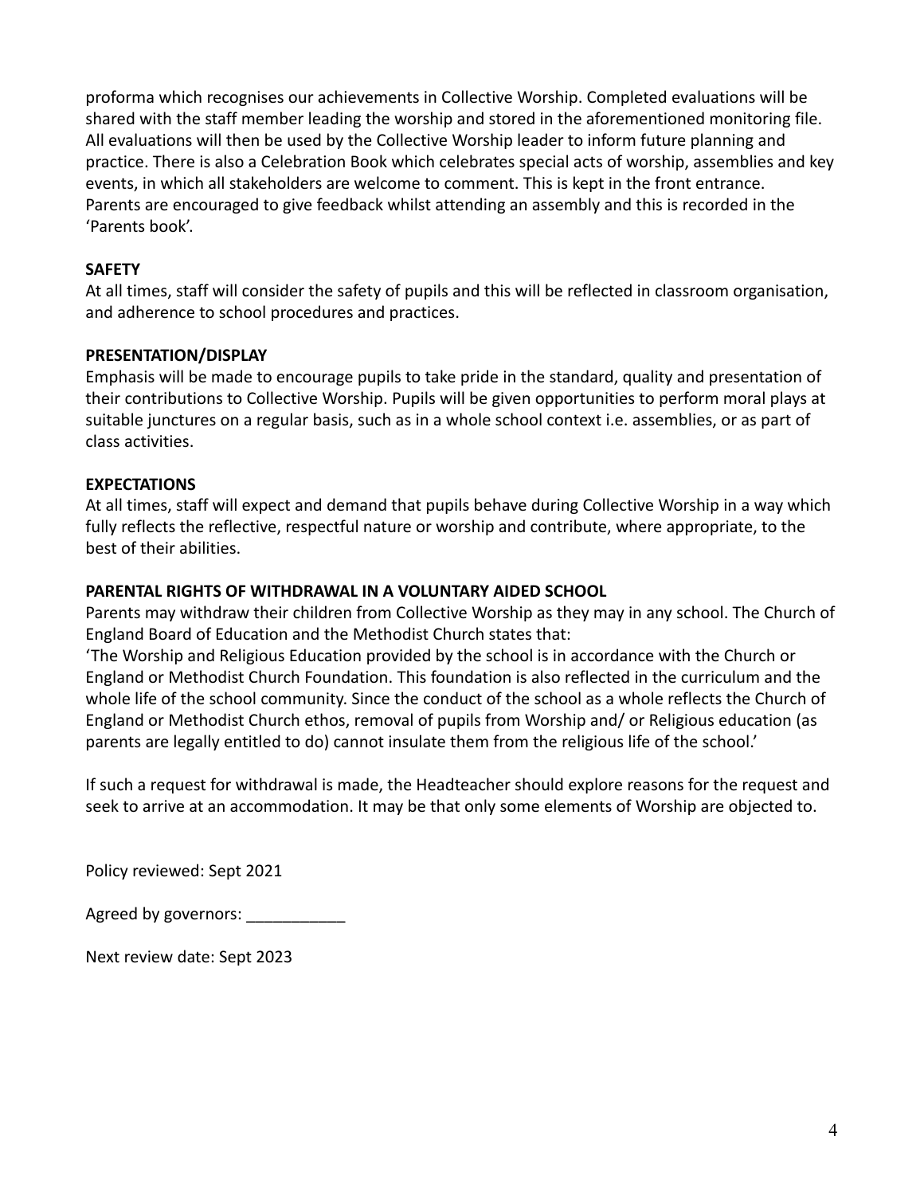proforma which recognises our achievements in Collective Worship. Completed evaluations will be shared with the staff member leading the worship and stored in the aforementioned monitoring file. All evaluations will then be used by the Collective Worship leader to inform future planning and practice. There is also a Celebration Book which celebrates special acts of worship, assemblies and key events, in which all stakeholders are welcome to comment. This is kept in the front entrance. Parents are encouraged to give feedback whilst attending an assembly and this is recorded in the 'Parents book'.

**SAFETY**

At all times, staff will consider the safety of pupils and this will be reflected in classroom organisation, and adherence to school procedures and practices.

**PRESENTATION/DISPLAY**

Emphasis will be made to encourage pupils to take pride in the standard, quality and presentation of their contributions to Collective Worship. Pupils will be given opportunities to perform moral plays at suitable junctures on a regular basis, such as in a whole school context i.e. assemblies, or as part of class activities.

**EXPECTATIONS**

At all times, staff will expect and demand that pupils behave during Collective Worship in a way which fully reflects the reflective, respectful nature or worship and contribute, where appropriate, to the best of their abilities.

**PARENTAL RIGHTS OF WITHDRAWAL IN A VOLUNTARY AIDED SCHOOL**

Parents may withdraw their children from Collective Worship as they may in any school. The Church of England Board of Education and the Methodist Church states that:

'The Worship and Religious Education provided by the school is in accordance with the Church or England or Methodist Church Foundation. This foundation is also reflected in the curriculum and the whole life of the school community. Since the conduct of the school as a whole reflects the Church of England or Methodist Church ethos, removal of pupils from Worship and/ or Religious education (as parents are legally entitled to do) cannot insulate them from the religious life of the school.'

If such a request for withdrawal is made, the Headteacher should explore reasons for the request and seek to arrive at an accommodation. It may be that only some elements of Worship are objected to.

Policy reviewed: Sept 2021

Agreed by governors: ___________

Next review date: Sept 2023